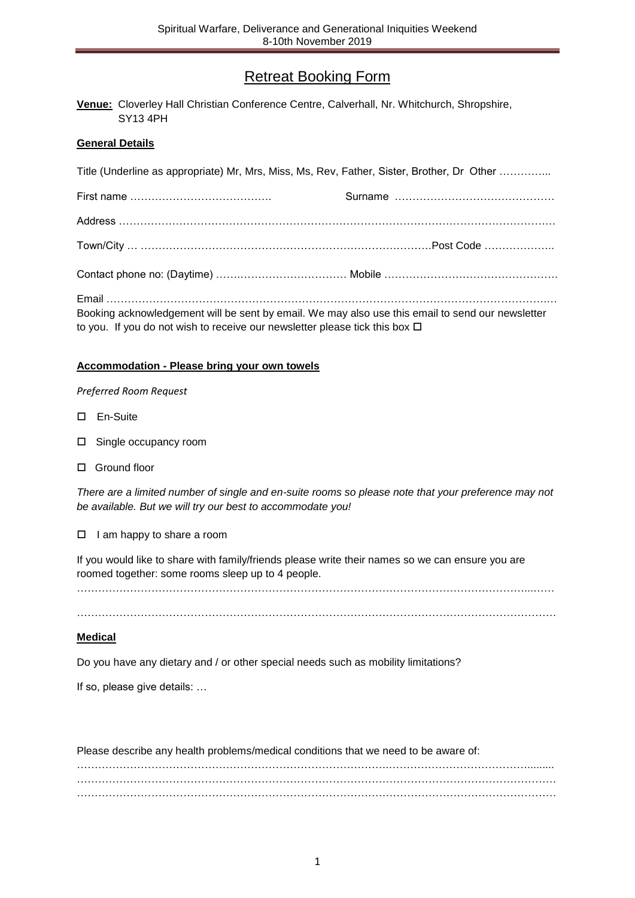# Retreat Booking Form

**Venue:** Cloverley Hall Christian Conference Centre, Calverhall, Nr. Whitchurch, Shropshire, SY13 4PH

**General Details**

Title (Underline as appropriate) Mr, Mrs, Miss, Ms, Rev, Father, Sister, Brother, Dr Other …………..

First name …………………………………. Surname ………………………………………

Address ……………………………………………………………………………………………………

Town/City … …………………………………………………………………….Post Code ………………..

Contact phone no: (Daytime) ……………………………… Mobile …………………………………………

Email ……………………………………………………………………………………………………….

Booking acknowledgement will be sent by email. We may also use this email to send our newsletter to you. If you do not wish to receive our newsletter please tick this box ☐

**Accommodation - Please bring your own towels**

*Preferred Room Request*

- ☐ En-Suite
- ☐ Single occupancy room
- ☐ Ground floor

*There are a limited number of single and en-suite rooms so please note that your preference may not be available. But we will try our best to accommodate you!*

☐ I am happy to share a room

If you would like to share with family/friends please write their names so we can ensure you are roomed together: some rooms sleep up to 4 people.

…………………………………………………………………………………………………………………

…………………………………………………………………………………………………………………

**Medical**

Do you have any dietary and / or other special needs such as mobility limitations?

If so, please give details: …

Please describe any health problems/medical conditions that we need to be aware of:

…………………………………………………………………………………………………………………
…………………………………………………………………………………………………………………
…………………………………………………………………………………………………………………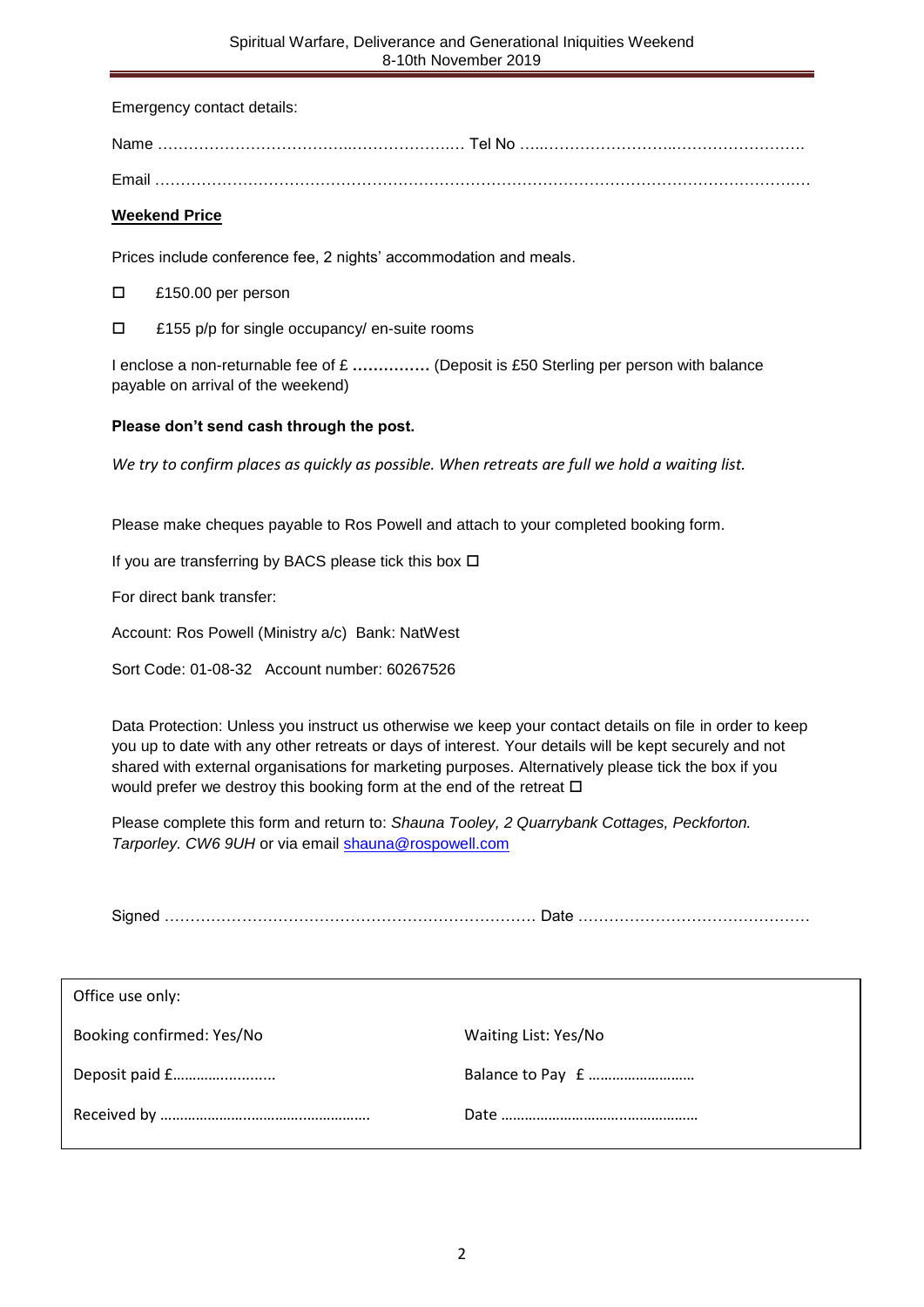Emergency contact details:

Name …………………………………..………………..… Tel No …...……………………..…………………….

Email ………………………………………………………………………………………………………………

**Weekend Price**

Prices include conference fee, 2 nights' accommodation and meals.

☐ £150.00 per person

☐ £155 p/p for single occupancy/ en-suite rooms

I enclose a non-returnable fee of £ **……………** (Deposit is £50 Sterling per person with balance payable on arrival of the weekend)

**Please don't send cash through the post.**

*We try to confirm places as quickly as possible. When retreats are full we hold a waiting list.*

Please make cheques payable to Ros Powell and attach to your completed booking form.

If you are transferring by BACS please tick this box ☐

For direct bank transfer:

Account: Ros Powell (Ministry a/c) Bank: NatWest

Sort Code: 01-08-32 Account number: 60267526

Data Protection: Unless you instruct us otherwise we keep your contact details on file in order to keep you up to date with any other retreats or days of interest. Your details will be kept securely and not shared with external organisations for marketing purposes. Alternatively please tick the box if you would prefer we destroy this booking form at the end of the retreat ☐

Please complete this form and return to: *Shauna Tooley, 2 Quarrybank Cottages, Peckforton. Tarporley. CW6 9UH* or via email shauna@rospowell.com

Signed ……………………………………………………………… Date ………………………………………

| | |
|---|---|
| Office use only: | |
| Booking confirmed: Yes/No | Waiting List: Yes/No |
| Deposit paid £…………........... | Balance to Pay £ ……………………… |
| Received by ……………….…………….……………. | Date …………………………..……………… |